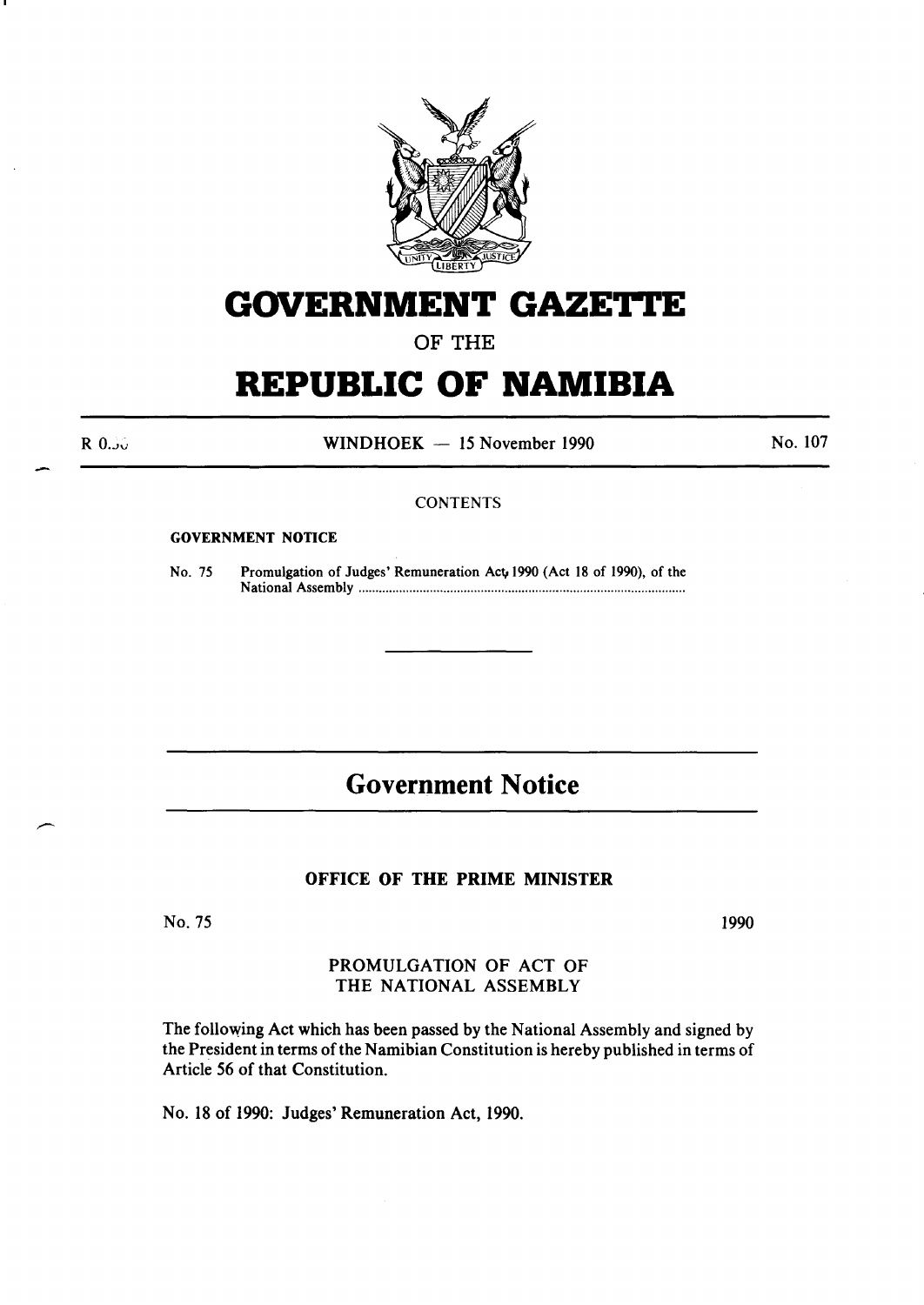# GOVERNMENT GAZETTE

OF THE

# REPUBLIC OF NAMIBIA

R 0.30 WINDHOEK — 15 November 1990 No. 107

CONTENTS

**GOVERNMENT NOTICE**

No. 75 Promulgation of Judges' Remuneration Act, 1990 (Act 18 of 1990), of the National Assembly ..........

## Government Notice

### OFFICE OF THE PRIME MINISTER

No. 75 1990

PROMULGATION OF ACT OF THE NATIONAL ASSEMBLY

The following Act which has been passed by the National Assembly and signed by the President in terms of the Namibian Constitution is hereby published in terms of Article 56 of that Constitution.

No. 18 of 1990: Judges' Remuneration Act, 1990.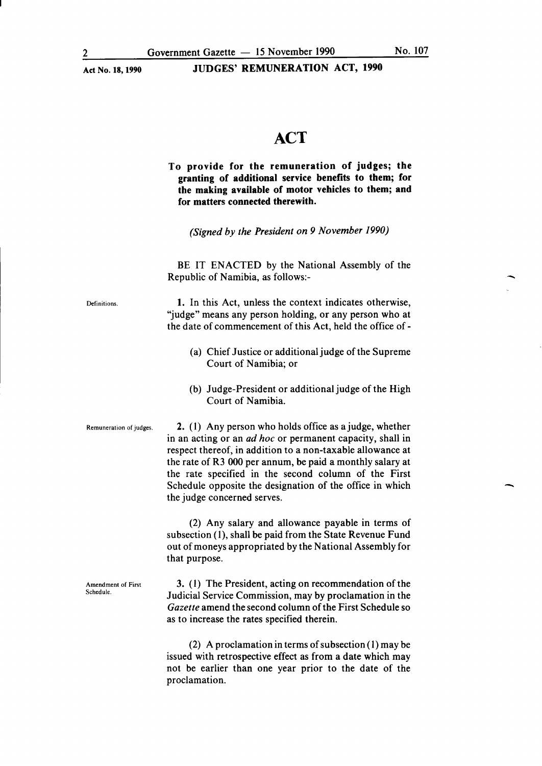# ACT

**To provide for the remuneration of judges; the granting of additional service benefits to them; for the making available of motor vehicles to them; and for matters connected therewith.**

*(Signed by the President on 9 November 1990)*

BE IT ENACTED by the National Assembly of the Republic of Namibia, as follows:-

Definitions.

**1.** In this Act, unless the context indicates otherwise, "judge" means any person holding, or any person who at the date of commencement of this Act, held the office of -

(a) Chief Justice or additional judge of the Supreme Court of Namibia; or

(b) Judge-President or additional judge of the High Court of Namibia.

Remuneration of judges.

**2.** (1) Any person who holds office as a judge, whether in an acting or an *ad hoc* or permanent capacity, shall in respect thereof, in addition to a non-taxable allowance at the rate of R3 000 per annum, be paid a monthly salary at the rate specified in the second column of the First Schedule opposite the designation of the office in which the judge concerned serves.

(2) Any salary and allowance payable in terms of subsection (1), shall be paid from the State Revenue Fund out of moneys appropriated by the National Assembly for that purpose.

Amendment of First Schedule.

**3.** (1) The President, acting on recommendation of the Judicial Service Commission, may by proclamation in the *Gazette* amend the second column of the First Schedule so as to increase the rates specified therein.

(2) A proclamation in terms of subsection (1) may be issued with retrospective effect as from a date which may not be earlier than one year prior to the date of the proclamation.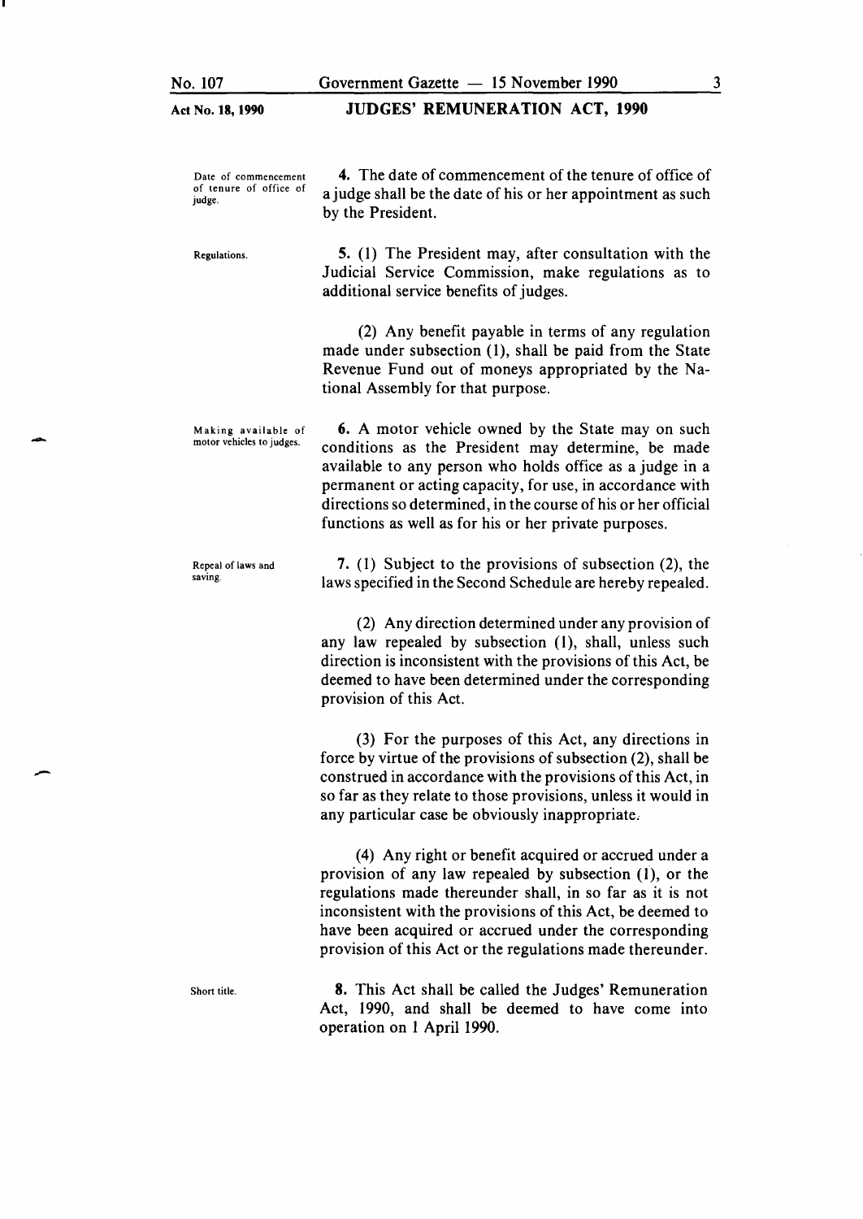**Date of commencement of tenure of office of judge.**

**4.** The date of commencement of the tenure of office of a judge shall be the date of his or her appointment as such by the President.

**Regulations.**

**5.** (1) The President may, after consultation with the Judicial Service Commission, make regulations as to additional service benefits of judges.

(2) Any benefit payable in terms of any regulation made under subsection (1), shall be paid from the State Revenue Fund out of moneys appropriated by the National Assembly for that purpose.

**Making available of motor vehicles to judges.**

**6.** A motor vehicle owned by the State may on such conditions as the President may determine, be made available to any person who holds office as a judge in a permanent or acting capacity, for use, in accordance with directions so determined, in the course of his or her official functions as well as for his or her private purposes.

**Repeal of laws and saving.**

**7.** (1) Subject to the provisions of subsection (2), the laws specified in the Second Schedule are hereby repealed.

(2) Any direction determined under any provision of any law repealed by subsection (1), shall, unless such direction is inconsistent with the provisions of this Act, be deemed to have been determined under the corresponding provision of this Act.

(3) For the purposes of this Act, any directions in force by virtue of the provisions of subsection (2), shall be construed in accordance with the provisions of this Act, in so far as they relate to those provisions, unless it would in any particular case be obviously inappropriate.

(4) Any right or benefit acquired or accrued under a provision of any law repealed by subsection (1), or the regulations made thereunder shall, in so far as it is not inconsistent with the provisions of this Act, be deemed to have been acquired or accrued under the corresponding provision of this Act or the regulations made thereunder.

**Short title.**

**8.** This Act shall be called the Judges' Remuneration Act, 1990, and shall be deemed to have come into operation on 1 April 1990.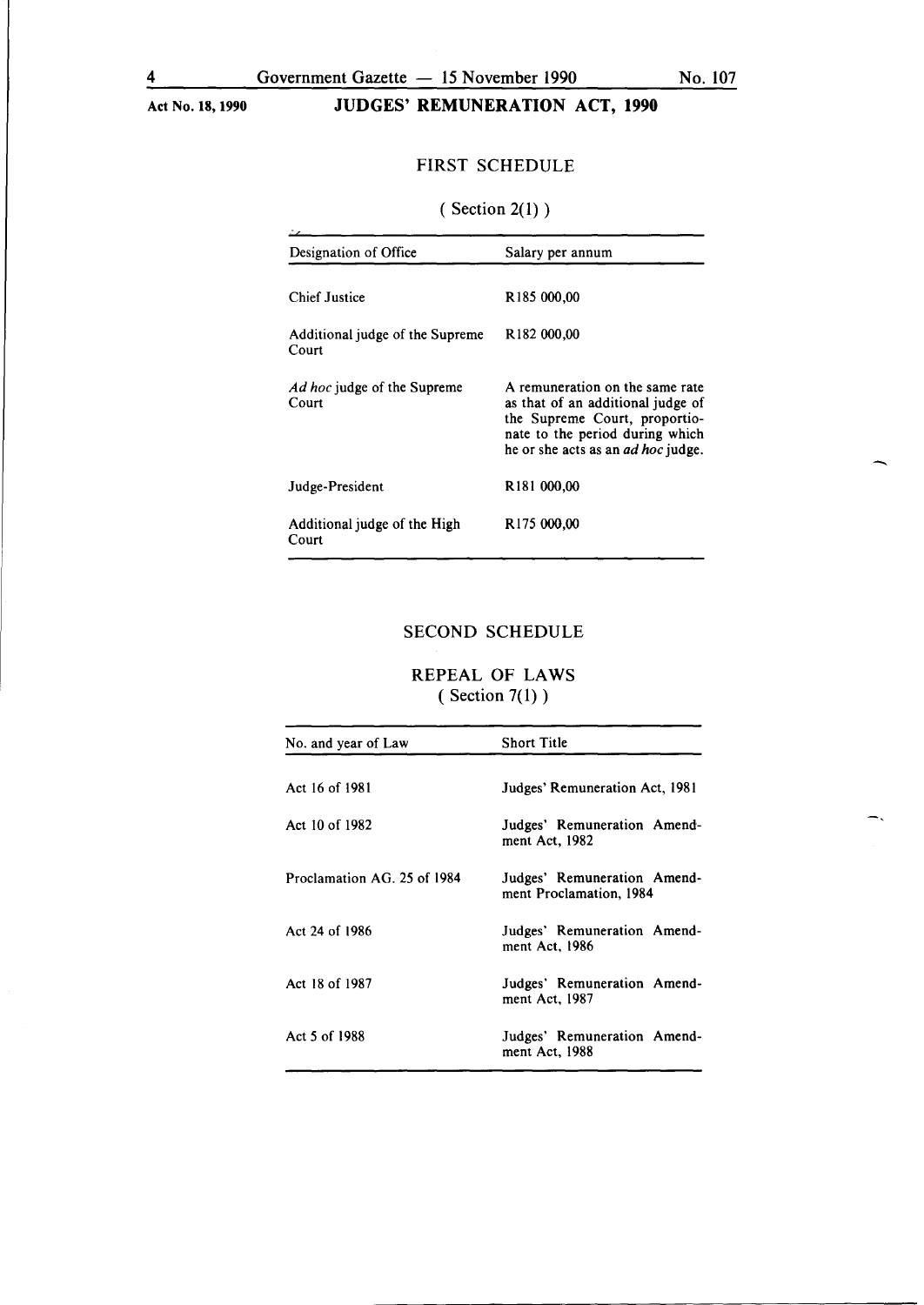# FIRST SCHEDULE

( Section 2(1) )

| Designation of Office | Salary per annum |
|---|---|
| Chief Justice | R185 000,00 |
| Additional judge of the Supreme Court | R182 000,00 |
| *Ad hoc* judge of the Supreme Court | A remuneration on the same rate as that of an additional judge of the Supreme Court, proportionate to the period during which he or she acts as an *ad hoc* judge. |
| Judge-President | R181 000,00 |
| Additional judge of the High Court | R175 000,00 |

# SECOND SCHEDULE

## REPEAL OF LAWS

( Section 7(1) )

| No. and year of Law | Short Title |
|---|---|
| Act 16 of 1981 | Judges' Remuneration Act, 1981 |
| Act 10 of 1982 | Judges' Remuneration Amendment Act, 1982 |
| Proclamation AG. 25 of 1984 | Judges' Remuneration Amendment Proclamation, 1984 |
| Act 24 of 1986 | Judges' Remuneration Amendment Act, 1986 |
| Act 18 of 1987 | Judges' Remuneration Amendment Act, 1987 |
| Act 5 of 1988 | Judges' Remuneration Amendment Act, 1988 |